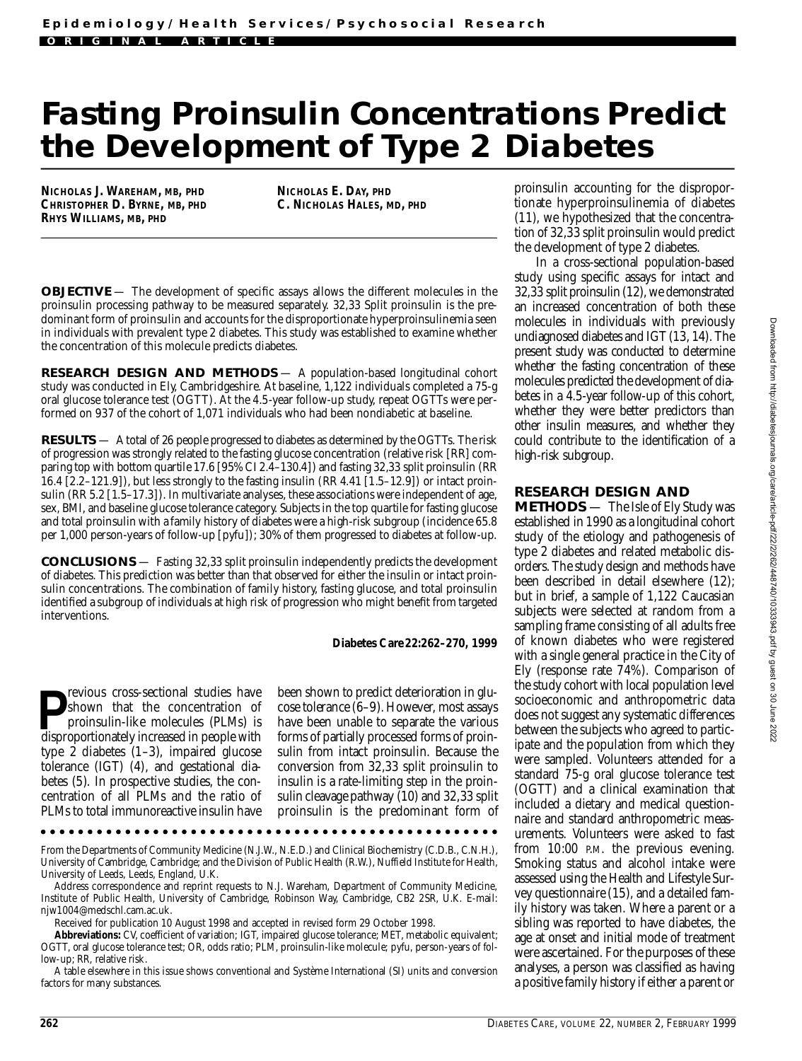Epidemiology/Health Services/Psychosocial Research

ORIGINAL ARTICLE

# Fasting Proinsulin Concentrations Predict the Development of Type 2 Diabetes

**NICHOLAS J. WAREHAM, MB, PHD**
**CHRISTOPHER D. BYRNE, MB, PHD**
**RHYS WILLIAMS, MB, PHD**
**NICHOLAS E. DAY, PHD**
**C. NICHOLAS HALES, MD, PHD**

**OBJECTIVE** — The development of specific assays allows the different molecules in the proinsulin processing pathway to be measured separately. 32,33 Split proinsulin is the predominant form of proinsulin and accounts for the disproportionate hyperproinsulinemia seen in individuals with prevalent type 2 diabetes. This study was established to examine whether the concentration of this molecule predicts diabetes.

**RESEARCH DESIGN AND METHODS** — A population-based longitudinal cohort study was conducted in Ely, Cambridgeshire. At baseline, 1,122 individuals completed a 75-g oral glucose tolerance test (OGTT). At the 4.5-year follow-up study, repeat OGTTs were performed on 937 of the cohort of 1,071 individuals who had been nondiabetic at baseline.

**RESULTS** — A total of 26 people progressed to diabetes as determined by the OGTTs. The risk of progression was strongly related to the fasting glucose concentration (relative risk [RR] comparing top with bottom quartile 17.6 [95% CI 2.4–130.4]) and fasting 32,33 split proinsulin (RR 16.4 [2.2–121.9]), but less strongly to the fasting insulin (RR 4.41 [1.5–12.9]) or intact proinsulin (RR 5.2 [1.5–17.3]). In multivariate analyses, these associations were independent of age, sex, BMI, and baseline glucose tolerance category. Subjects in the top quartile for fasting glucose and total proinsulin with a family history of diabetes were a high-risk subgroup (incidence 65.8 per 1,000 person-years of follow-up [pyfu]); 30% of them progressed to diabetes at follow-up.

**CONCLUSIONS** — Fasting 32,33 split proinsulin independently predicts the development of diabetes. This prediction was better than that observed for either the insulin or intact proinsulin concentrations. The combination of family history, fasting glucose, and total proinsulin identified a subgroup of individuals at high risk of progression who might benefit from targeted interventions.

***Diabetes Care* 22:262–270, 1999**

Previous cross-sectional studies have shown that the concentration of proinsulin-like molecules (PLMs) is disproportionately increased in people with type 2 diabetes (1–3), impaired glucose tolerance (IGT) (4), and gestational diabetes (5). In prospective studies, the concentration of all PLMs and the ratio of PLMs to total immunoreactive insulin have been shown to predict deterioration in glucose tolerance (6–9). However, most assays have been unable to separate the various forms of partially processed forms of proinsulin from intact proinsulin. Because the conversion from 32,33 split proinsulin to insulin is a rate-limiting step in the proinsulin cleavage pathway (10) and 32,33 split proinsulin is the predominant form of proinsulin accounting for the disproportionate hyperproinsulinemia of diabetes (11), we hypothesized that the concentration of 32,33 split proinsulin would predict the development of type 2 diabetes.

In a cross-sectional population-based study using specific assays for intact and 32,33 split proinsulin (12), we demonstrated an increased concentration of both these molecules in individuals with previously undiagnosed diabetes and IGT (13, 14). The present study was conducted to determine whether the fasting concentration of these molecules predicted the development of diabetes in a 4.5-year follow-up of this cohort, whether they were better predictors than other insulin measures, and whether they could contribute to the identification of a high-risk subgroup.

## RESEARCH DESIGN AND METHODS

The Isle of Ely Study was established in 1990 as a longitudinal cohort study of the etiology and pathogenesis of type 2 diabetes and related metabolic disorders. The study design and methods have been described in detail elsewhere (12); but in brief, a sample of 1,122 Caucasian subjects were selected at random from a sampling frame consisting of all adults free of known diabetes who were registered with a single general practice in the City of Ely (response rate 74%). Comparison of the study cohort with local population level socioeconomic and anthropometric data does not suggest any systematic differences between the subjects who agreed to participate and the population from which they were sampled. Volunteers attended for a standard 75-g oral glucose tolerance test (OGTT) and a clinical examination that included a dietary and medical questionnaire and standard anthropometric measurements. Volunteers were asked to fast from 10:00 P.M. the previous evening. Smoking status and alcohol intake were assessed using the Health and Lifestyle Survey questionnaire (15), and a detailed family history was taken. Where a parent or a sibling was reported to have diabetes, the age at onset and initial mode of treatment were ascertained. For the purposes of these analyses, a person was classified as having a positive family history if either a parent or

From the Departments of Community Medicine (N.J.W., N.E.D.) and Clinical Biochemistry (C.D.B., C.N.H.), University of Cambridge, Cambridge; and the Division of Public Health (R.W.), Nuffield Institute for Health, University of Leeds, Leeds, England, U.K.

Address correspondence and reprint requests to N.J. Wareham, Department of Community Medicine, Institute of Public Health, University of Cambridge, Robinson Way, Cambridge, CB2 2SR, U.K. E-mail: njw1004@medschl.cam.ac.uk.

Received for publication 10 August 1998 and accepted in revised form 29 October 1998.

**Abbreviations:** CV, coefficient of variation; IGT, impaired glucose tolerance; MET, metabolic equivalent; OGTT, oral glucose tolerance test; OR, odds ratio; PLM, proinsulin-like molecule; pyfu, person-years of follow-up; RR, relative risk.

A table elsewhere in this issue shows conventional and Système International (SI) units and conversion factors for many substances.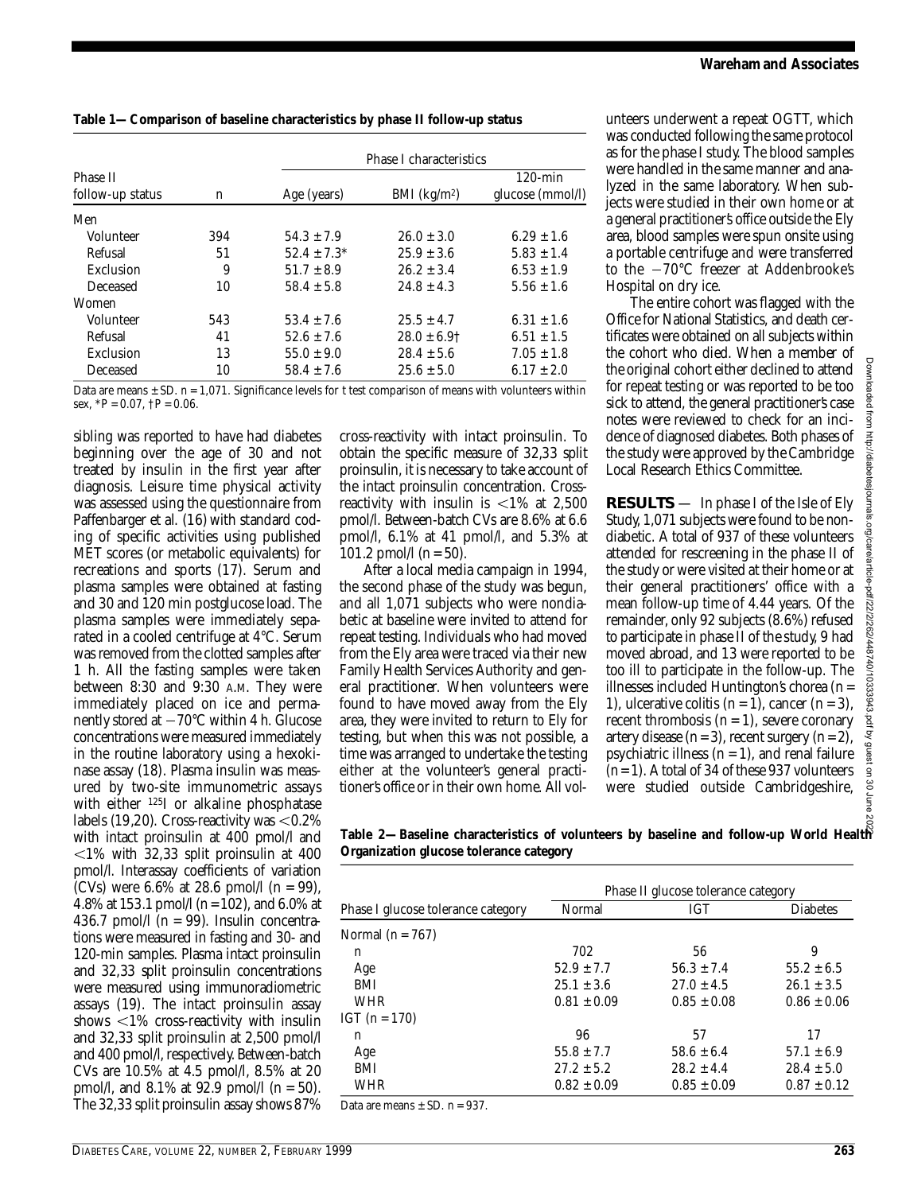**Table 1—Comparison of baseline characteristics by phase II follow-up status**

| Phase II follow-up status | n | Phase I characteristics | | |
|---|---|---|---|---|
| | | Age (years) | BMI (kg/m²) | 120-min glucose (mmol/l) |
| Men | | | | |
| Volunteer | 394 | 54.3 ± 7.9 | 26.0 ± 3.0 | 6.29 ± 1.6 |
| Refusal | 51 | 52.4 ± 7.3* | 25.9 ± 3.6 | 5.83 ± 1.4 |
| Exclusion | 9 | 51.7 ± 8.9 | 26.2 ± 3.4 | 6.53 ± 1.9 |
| Deceased | 10 | 58.4 ± 5.8 | 24.8 ± 4.3 | 5.56 ± 1.6 |
| Women | | | | |
| Volunteer | 543 | 53.4 ± 7.6 | 25.5 ± 4.7 | 6.31 ± 1.6 |
| Refusal | 41 | 52.6 ± 7.6 | 28.0 ± 6.9† | 6.51 ± 1.5 |
| Exclusion | 13 | 55.0 ± 9.0 | 28.4 ± 5.6 | 7.05 ± 1.8 |
| Deceased | 10 | 58.4 ± 7.6 | 25.6 ± 5.0 | 6.17 ± 2.0 |

Data are means ± SD. n = 1,071. Significance levels for t test comparison of means with volunteers within sex, *P = 0.07, †P = 0.06.

sibling was reported to have had diabetes beginning over the age of 30 and not treated by insulin in the first year after diagnosis. Leisure time physical activity was assessed using the questionnaire from Paffenbarger et al. (16) with standard coding of specific activities using published MET scores (or metabolic equivalents) for recreations and sports (17). Serum and plasma samples were obtained at fasting and 30 and 120 min postglucose load. The plasma samples were immediately separated in a cooled centrifuge at 4°C. Serum was removed from the clotted samples after 1 h. All the fasting samples were taken between 8:30 and 9:30 A.M. They were immediately placed on ice and permanently stored at −70°C within 4 h. Glucose concentrations were measured immediately in the routine laboratory using a hexokinase assay (18). Plasma insulin was measured by two-site immunometric assays with either $^{125}$I or alkaline phosphatase labels (19,20). Cross-reactivity was <0.2% with intact proinsulin at 400 pmol/l and <1% with 32,33 split proinsulin at 400 pmol/l. Interassay coefficients of variation (CVs) were 6.6% at 28.6 pmol/l (n = 99), 4.8% at 153.1 pmol/l (n = 102), and 6.0% at 436.7 pmol/l (n = 99). Insulin concentrations were measured in fasting and 30- and 120-min samples. Plasma intact proinsulin and 32,33 split proinsulin concentrations were measured using immunoradiometric assays (19). The intact proinsulin assay shows <1% cross-reactivity with insulin and 32,33 split proinsulin at 2,500 pmol/l and 400 pmol/l, respectively. Between-batch CVs are 10.5% at 4.5 pmol/l, 8.5% at 20 pmol/l, and 8.1% at 92.9 pmol/l (n = 50). The 32,33 split proinsulin assay shows 87% cross-reactivity with intact proinsulin. To obtain the specific measure of 32,33 split proinsulin, it is necessary to take account of the intact proinsulin concentration. Cross-reactivity with insulin is <1% at 2,500 pmol/l. Between-batch CVs are 8.6% at 6.6 pmol/l, 6.1% at 41 pmol/l, and 5.3% at 101.2 pmol/l (n = 50).

After a local media campaign in 1994, the second phase of the study was begun, and all 1,071 subjects who were nondiabetic at baseline were invited to attend for repeat testing. Individuals who had moved from the Ely area were traced via their new Family Health Services Authority and general practitioner. When volunteers were found to have moved away from the Ely area, they were invited to return to Ely for testing, but when this was not possible, a time was arranged to undertake the testing either at the volunteer's general practitioner's office or in their own home. All volunteers underwent a repeat OGTT, which was conducted following the same protocol as for the phase I study. The blood samples were handled in the same manner and analyzed in the same laboratory. When subjects were studied in their own home or at a general practitioner's office outside the Ely area, blood samples were spun onsite using a portable centrifuge and were transferred to the −70°C freezer at Addenbrooke's Hospital on dry ice.

The entire cohort was flagged with the Office for National Statistics, and death certificates were obtained on all subjects within the cohort who died. When a member of the original cohort either declined to attend for repeat testing or was reported to be too sick to attend, the general practitioner's case notes were reviewed to check for an incidence of diagnosed diabetes. Both phases of the study were approved by the Cambridge Local Research Ethics Committee.

## RESULTS

In phase I of the Isle of Ely Study, 1,071 subjects were found to be nondiabetic. A total of 937 of these volunteers attended for rescreening in the phase II of the study or were visited at their home or at their general practitioners' office with a mean follow-up time of 4.44 years. Of the remainder, only 92 subjects (8.6%) refused to participate in phase II of the study, 9 had moved abroad, and 13 were reported to be too ill to participate in the follow-up. The illnesses included Huntington's chorea (n = 1), ulcerative colitis (n = 1), cancer (n = 3), recent thrombosis (n = 1), severe coronary artery disease (n = 3), recent surgery (n = 2), psychiatric illness (n = 1), and renal failure (n = 1). A total of 34 of these 937 volunteers were studied outside Cambridgeshire,

**Table 2—Baseline characteristics of volunteers by baseline and follow-up World Health Organization glucose tolerance category**

| Phase I glucose tolerance category | Phase II glucose tolerance category | | |
|---|---|---|---|
| | Normal | IGT | Diabetes |
| Normal (n = 767) | | | |
| n | 702 | 56 | 9 |
| Age | 52.9 ± 7.7 | 56.3 ± 7.4 | 55.2 ± 6.5 |
| BMI | 25.1 ± 3.6 | 27.0 ± 4.5 | 26.1 ± 3.5 |
| WHR | 0.81 ± 0.09 | 0.85 ± 0.08 | 0.86 ± 0.06 |
| IGT (n = 170) | | | |
| n | 96 | 57 | 17 |
| Age | 55.8 ± 7.7 | 58.6 ± 6.4 | 57.1 ± 6.9 |
| BMI | 27.2 ± 5.2 | 28.2 ± 4.4 | 28.4 ± 5.0 |
| WHR | 0.82 ± 0.09 | 0.85 ± 0.09 | 0.87 ± 0.12 |

Data are means ± SD. n = 937.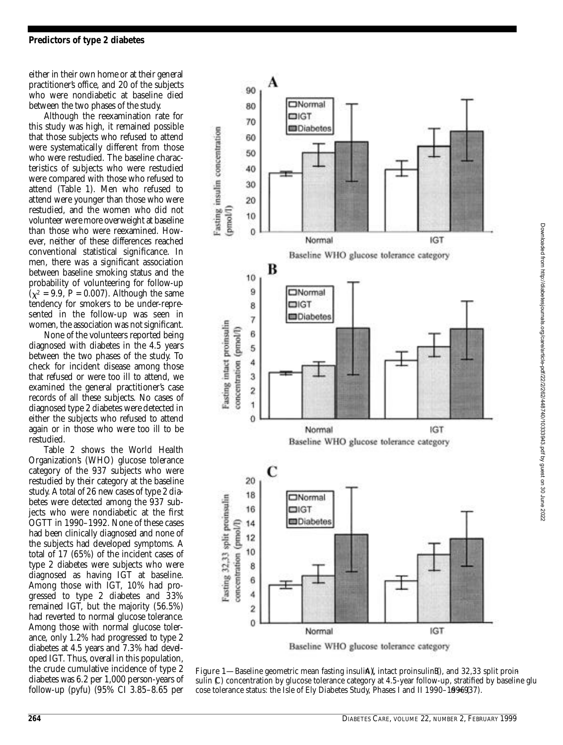either in their own home or at their general practitioner's office, and 20 of the subjects who were nondiabetic at baseline died between the two phases of the study.

Although the reexamination rate for this study was high, it remained possible that those subjects who refused to attend were systematically different from those who were restudied. The baseline characteristics of subjects who were restudied were compared with those who refused to attend (Table 1). Men who refused to attend were younger than those who were restudied, and the women who did not volunteer were more overweight at baseline than those who were reexamined. However, neither of these differences reached conventional statistical significance. In men, there was a significant association between baseline smoking status and the probability of volunteering for follow-up ($\chi^2 = 9.9$, $P = 0.007$). Although the same tendency for smokers to be under-represented in the follow-up was seen in women, the association was not significant.

None of the volunteers reported being diagnosed with diabetes in the 4.5 years between the two phases of the study. To check for incident disease among those that refused or were too ill to attend, we examined the general practitioner's case records of all these subjects. No cases of diagnosed type 2 diabetes were detected in either the subjects who refused to attend again or in those who were too ill to be restudied.

Table 2 shows the World Health Organization's (WHO) glucose tolerance category of the 937 subjects who were restudied by their category at the baseline study. A total of 26 new cases of type 2 diabetes were detected among the 937 subjects who were nondiabetic at the first OGTT in 1990–1992. None of these cases had been clinically diagnosed and none of the subjects had developed symptoms. A total of 17 (65%) of the incident cases of type 2 diabetes were subjects who were diagnosed as having IGT at baseline. Among those with IGT, 10% had progressed to type 2 diabetes and 33% remained IGT, but the majority (56.5%) had reverted to normal glucose tolerance. Among those with normal glucose tolerance, only 1.2% had progressed to type 2 diabetes at 4.5 years and 7.3% had developed IGT. Thus, overall in this population, the crude cumulative incidence of type 2 diabetes was 6.2 per 1,000 person-years of follow-up (pyfu) (95% CI 3.85–8.65 per

Figure 1—Baseline geometric mean fasting insulin (A), intact proinsulin (B), and 32,33 split proinsulin (C) concentration by glucose tolerance category at 4.5-year follow-up, stratified by baseline glucose tolerance status: the Isle of Ely Diabetes Study, Phases I and II 1990–1996 (n = 937).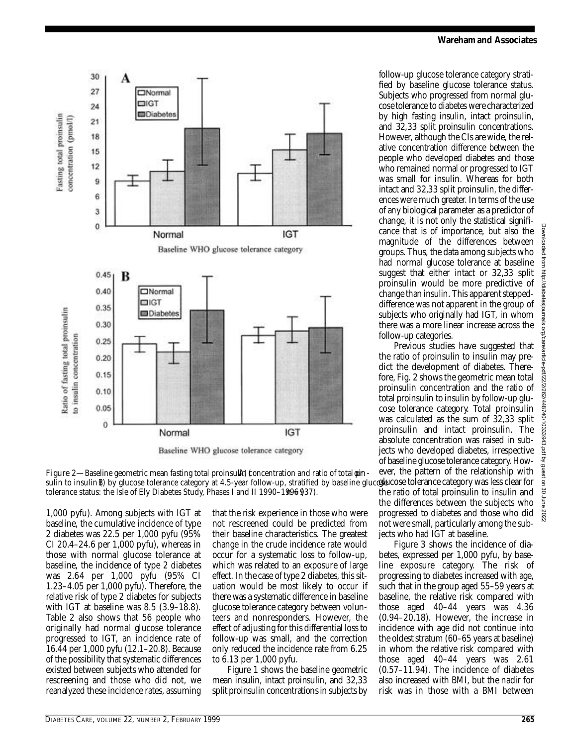Figure 2—Baseline geometric mean fasting total proinsulin concentration (A) and ratio of total proinsulin to insulin (B) by glucose tolerance category at 4.5-year follow-up, stratified by baseline glucose tolerance status: the Isle of Ely Diabetes Study, Phases I and II 1990–1996 (n = 937).

1,000 pyfu). Among subjects with IGT at baseline, the cumulative incidence of type 2 diabetes was 22.5 per 1,000 pyfu (95% CI 20.4–24.6 per 1,000 pyfu), whereas in those with normal glucose tolerance at baseline, the incidence of type 2 diabetes was 2.64 per 1,000 pyfu (95% CI 1.23–4.05 per 1,000 pyfu). Therefore, the relative risk of type 2 diabetes for subjects with IGT at baseline was 8.5 (3.9–18.8). Table 2 also shows that 56 people who originally had normal glucose tolerance progressed to IGT, an incidence rate of 16.44 per 1,000 pyfu (12.1–20.8). Because of the possibility that systematic differences existed between subjects who attended for rescreening and those who did not, we reanalyzed these incidence rates, assuming that the risk experience in those who were not rescreened could be predicted from their baseline characteristics. The greatest change in the crude incidence rate would occur for a systematic loss to follow-up, which was related to an exposure of large effect. In the case of type 2 diabetes, this situation would be most likely to occur if there was a systematic difference in baseline glucose tolerance category between volunteers and nonresponders. However, the effect of adjusting for this differential loss to follow-up was small, and the correction only reduced the incidence rate from 6.25 to 6.13 per 1,000 pyfu.

Figure 1 shows the baseline geometric mean insulin, intact proinsulin, and 32,33 split proinsulin concentrations in subjects by follow-up glucose tolerance category stratified by baseline glucose tolerance status. Subjects who progressed from normal glucose tolerance to diabetes were characterized by high fasting insulin, intact proinsulin, and 32,33 split proinsulin concentrations. However, although the CIs are wide, the relative concentration difference between the people who developed diabetes and those who remained normal or progressed to IGT was small for insulin. Whereas for both intact and 32,33 split proinsulin, the differences were much greater. In terms of the use of any biological parameter as a predictor of change, it is not only the statistical significance that is of importance, but also the magnitude of the differences between groups. Thus, the data among subjects who had normal glucose tolerance at baseline suggest that either intact or 32,33 split proinsulin would be more predictive of change than insulin. This apparent stepped-difference was not apparent in the group of subjects who originally had IGT, in whom there was a more linear increase across the follow-up categories.

Previous studies have suggested that the ratio of proinsulin to insulin may predict the development of diabetes. Therefore, Fig. 2 shows the geometric mean total proinsulin concentration and the ratio of total proinsulin to insulin by follow-up glucose tolerance category. Total proinsulin was calculated as the sum of 32,33 split proinsulin and intact proinsulin. The absolute concentration was raised in subjects who developed diabetes, irrespective of baseline glucose tolerance category. However, the pattern of the relationship with glucose tolerance category was less clear for the ratio of total proinsulin to insulin and the differences between the subjects who progressed to diabetes and those who did not were small, particularly among the subjects who had IGT at baseline.

Figure 3 shows the incidence of diabetes, expressed per 1,000 pyfu, by baseline exposure category. The risk of progressing to diabetes increased with age, such that in the group aged 55–59 years at baseline, the relative risk compared with those aged 40–44 years was 4.36 (0.94–20.18). However, the increase in incidence with age did not continue into the oldest stratum (60–65 years at baseline) in whom the relative risk compared with those aged 40–44 years was 2.61 (0.57–11.94). The incidence of diabetes also increased with BMI, but the nadir for risk was in those with a BMI between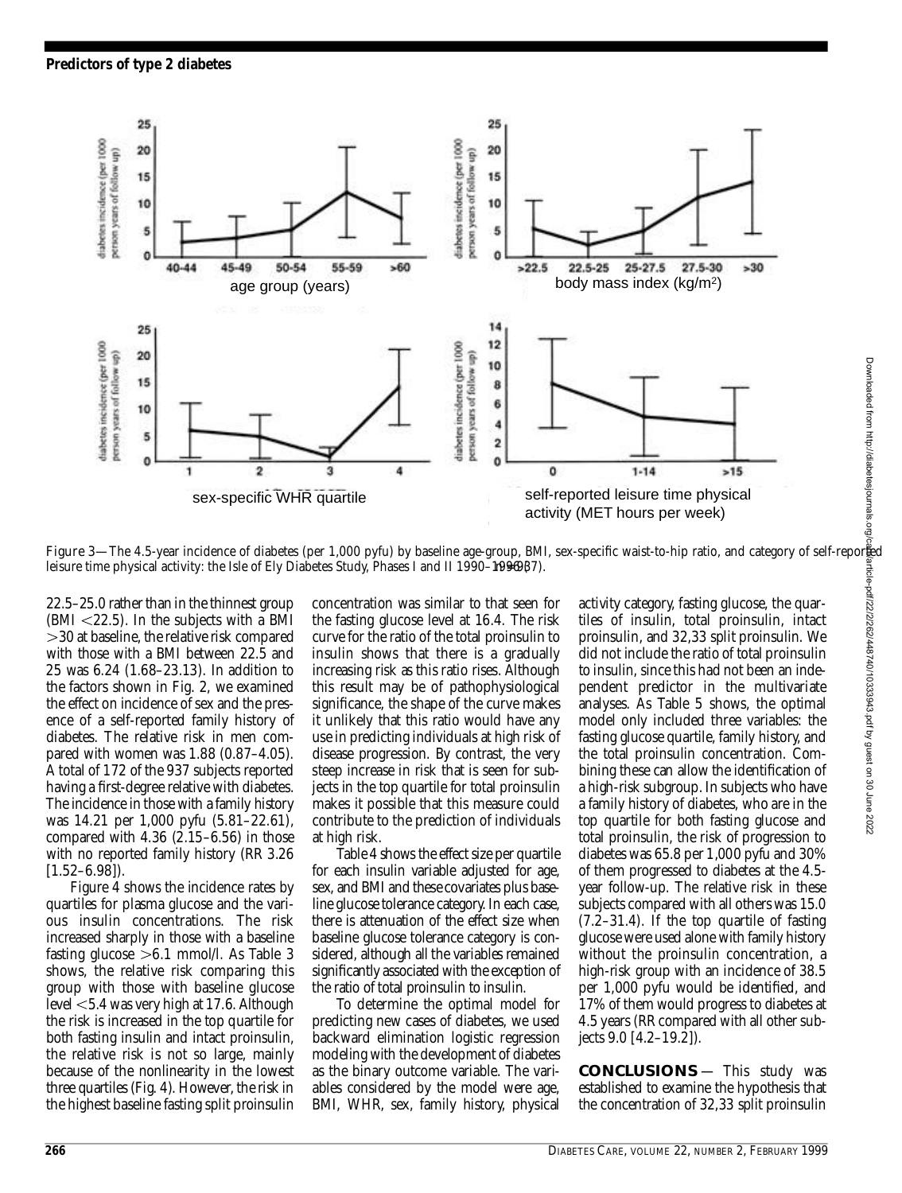Figure 3—The 4.5-year incidence of diabetes (per 1,000 pyfu) by baseline age-group, BMI, sex-specific waist-to-hip ratio, and category of self-reported leisure time physical activity: the Isle of Ely Diabetes Study, Phases I and II 1990–1996 (n = 937).

22.5–25.0 rather than in the thinnest group (BMI <22.5). In the subjects with a BMI >30 at baseline, the relative risk compared with those with a BMI between 22.5 and 25 was 6.24 (1.68–23.13). In addition to the factors shown in Fig. 2, we examined the effect on incidence of sex and the presence of a self-reported family history of diabetes. The relative risk in men compared with women was 1.88 (0.87–4.05). A total of 172 of the 937 subjects reported having a first-degree relative with diabetes. The incidence in those with a family history was 14.21 per 1,000 pyfu (5.81–22.61), compared with 4.36 (2.15–6.56) in those with no reported family history (RR 3.26 [1.52–6.98]).

Figure 4 shows the incidence rates by quartiles for plasma glucose and the various insulin concentrations. The risk increased sharply in those with a baseline fasting glucose >6.1 mmol/l. As Table 3 shows, the relative risk comparing this group with those with baseline glucose level <5.4 was very high at 17.6. Although the risk is increased in the top quartile for both fasting insulin and intact proinsulin, the relative risk is not so large, mainly because of the nonlinearity in the lowest three quartiles (Fig. 4). However, the risk in the highest baseline fasting split proinsulin concentration was similar to that seen for the fasting glucose level at 16.4. The risk curve for the ratio of the total proinsulin to insulin shows that there is a gradually increasing risk as this ratio rises. Although this result may be of pathophysiological significance, the shape of the curve makes it unlikely that this ratio would have any use in predicting individuals at high risk of disease progression. By contrast, the very steep increase in risk that is seen for subjects in the top quartile for total proinsulin makes it possible that this measure could contribute to the prediction of individuals at high risk.

Table 4 shows the effect size per quartile for each insulin variable adjusted for age, sex, and BMI and these covariates plus baseline glucose tolerance category. In each case, there is attenuation of the effect size when baseline glucose tolerance category is considered, although all the variables remained significantly associated with the exception of the ratio of total proinsulin to insulin.

To determine the optimal model for predicting new cases of diabetes, we used backward elimination logistic regression modeling with the development of diabetes as the binary outcome variable. The variables considered by the model were age, BMI, WHR, sex, family history, physical activity category, fasting glucose, the quartiles of insulin, total proinsulin, intact proinsulin, and 32,33 split proinsulin. We did not include the ratio of total proinsulin to insulin, since this had not been an independent predictor in the multivariate analyses. As Table 5 shows, the optimal model only included three variables: the fasting glucose quartile, family history, and the total proinsulin concentration. Combining these can allow the identification of a high-risk subgroup. In subjects who have a family history of diabetes, who are in the top quartile for both fasting glucose and total proinsulin, the risk of progression to diabetes was 65.8 per 1,000 pyfu and 30% of them progressed to diabetes at the 4.5-year follow-up. The relative risk in these subjects compared with all others was 15.0 (7.2–31.4). If the top quartile of fasting glucose were used alone with family history without the proinsulin concentration, a high-risk group with an incidence of 38.5 per 1,000 pyfu would be identified, and 17% of them would progress to diabetes at 4.5 years (RR compared with all other subjects 9.0 [4.2–19.2]).

## CONCLUSIONS

— This study was established to examine the hypothesis that the concentration of 32,33 split proinsulin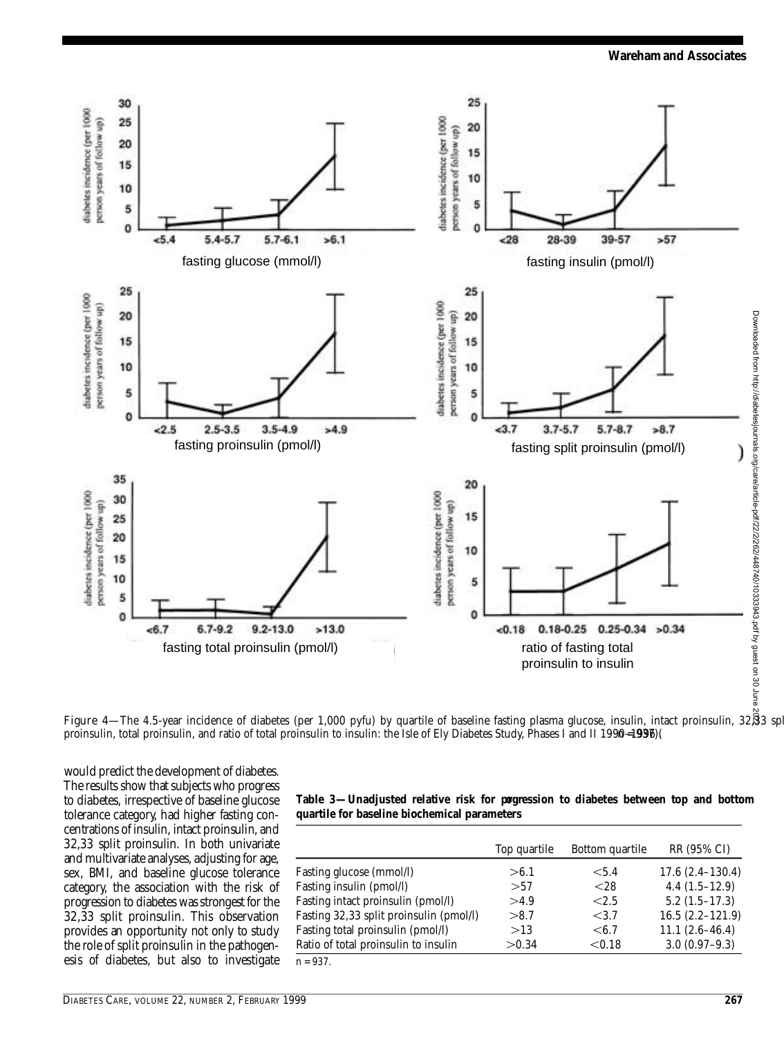Figure 4—The 4.5-year incidence of diabetes (per 1,000 pyfu) by quartile of baseline fasting plasma glucose, insulin, intact proinsulin, 32,33 split proinsulin, total proinsulin, and ratio of total proinsulin to insulin: the Isle of Ely Diabetes Study, Phases I and II 1990–1996 (n = 937).

would predict the development of diabetes. The results show that subjects who progress to diabetes, irrespective of baseline glucose tolerance category, had higher fasting concentrations of insulin, intact proinsulin, and 32,33 split proinsulin. In both univariate and multivariate analyses, adjusting for age, sex, BMI, and baseline glucose tolerance category, the association with the risk of progression to diabetes was strongest for the 32,33 split proinsulin. This observation provides an opportunity not only to study the role of split proinsulin in the pathogenesis of diabetes, but also to investigate

**Table 3—Unadjusted relative risk for progression to diabetes between top and bottom quartile for baseline biochemical parameters**

| | Top quartile | Bottom quartile | RR (95% CI) |
|---|---|---|---|
| Fasting glucose (mmol/l) | >6.1 | <5.4 | 17.6 (2.4–130.4) |
| Fasting insulin (pmol/l) | >57 | <28 | 4.4 (1.5–12.9) |
| Fasting intact proinsulin (pmol/l) | >4.9 | <2.5 | 5.2 (1.5–17.3) |
| Fasting 32,33 split proinsulin (pmol/l) | >8.7 | <3.7 | 16.5 (2.2–121.9) |
| Fasting total proinsulin (pmol/l) | >13 | <6.7 | 11.1 (2.6–46.4) |
| Ratio of total proinsulin to insulin | >0.34 | <0.18 | 3.0 (0.97–9.3) |

n = 937.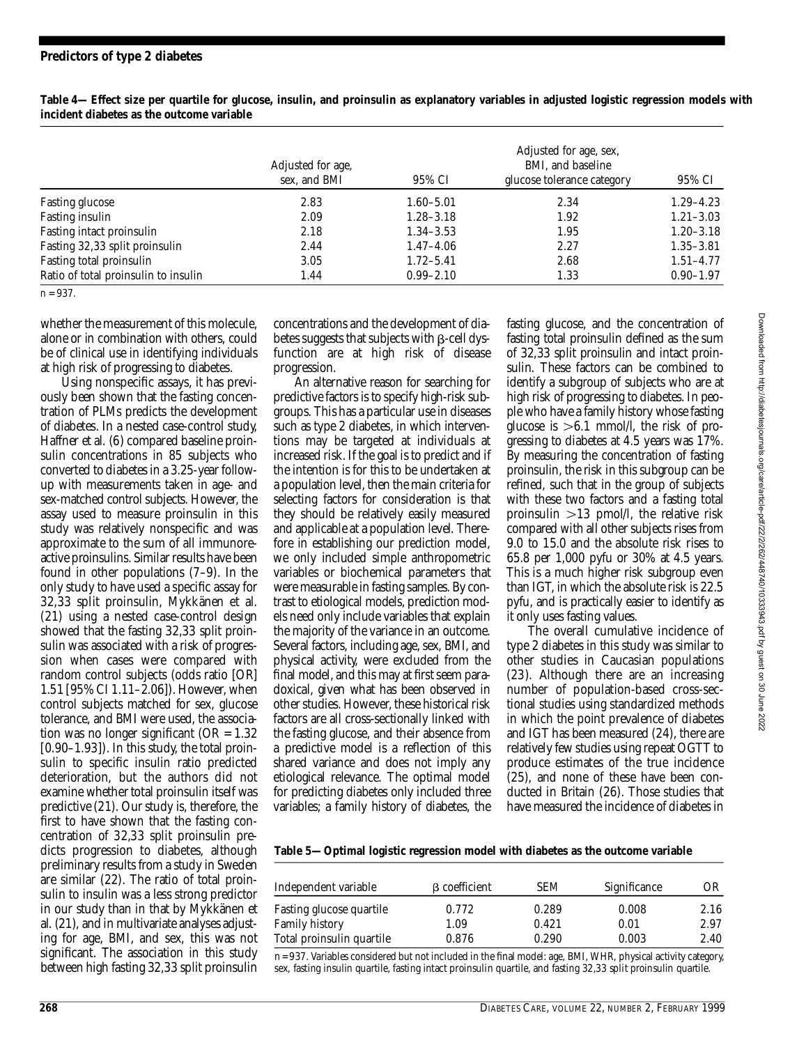**Table 4—Effect size per quartile for glucose, insulin, and proinsulin as explanatory variables in adjusted logistic regression models with incident diabetes as the outcome variable**

| | Adjusted for age, sex, and BMI | 95% CI | Adjusted for age, sex, BMI, and baseline glucose tolerance category | 95% CI |
|---|---|---|---|---|
| Fasting glucose | 2.83 | 1.60–5.01 | 2.34 | 1.29–4.23 |
| Fasting insulin | 2.09 | 1.28–3.18 | 1.92 | 1.21–3.03 |
| Fasting intact proinsulin | 2.18 | 1.34–3.53 | 1.95 | 1.20–3.18 |
| Fasting 32,33 split proinsulin | 2.44 | 1.47–4.06 | 2.27 | 1.35–3.81 |
| Fasting total proinsulin | 3.05 | 1.72–5.41 | 2.68 | 1.51–4.77 |
| Ratio of total proinsulin to insulin | 1.44 | 0.99–2.10 | 1.33 | 0.90–1.97 |

$n = 937$.

whether the measurement of this molecule, alone or in combination with others, could be of clinical use in identifying individuals at high risk of progressing to diabetes.

Using nonspecific assays, it has previously been shown that the fasting concentration of PLMs predicts the development of diabetes. In a nested case-control study, Haffner et al. (6) compared baseline proinsulin concentrations in 85 subjects who converted to diabetes in a 3.25-year follow-up with measurements taken in age- and sex-matched control subjects. However, the assay used to measure proinsulin in this study was relatively nonspecific and was approximate to the sum of all immunoreactive proinsulins. Similar results have been found in other populations (7–9). In the only study to have used a specific assay for 32,33 split proinsulin, Mykkänen et al. (21) using a nested case-control design showed that the fasting 32,33 split proinsulin was associated with a risk of progression when cases were compared with random control subjects (odds ratio [OR] 1.51 [95% CI 1.11–2.06]). However, when control subjects matched for sex, glucose tolerance, and BMI were used, the association was no longer significant (OR = 1.32 [0.90–1.93]). In this study, the total proinsulin to specific insulin ratio predicted deterioration, but the authors did not examine whether total proinsulin itself was predictive (21). Our study is, therefore, the first to have shown that the fasting concentration of 32,33 split proinsulin predicts progression to diabetes, although preliminary results from a study in Sweden are similar (22). The ratio of total proinsulin to insulin was a less strong predictor in our study than in that by Mykkänen et al. (21), and in multivariate analyses adjusting for age, BMI, and sex, this was not significant. The association in this study between high fasting 32,33 split proinsulin concentrations and the development of diabetes suggests that subjects with β-cell dysfunction are at high risk of disease progression.

An alternative reason for searching for predictive factors is to specify high-risk subgroups. This has a particular use in diseases such as type 2 diabetes, in which interventions may be targeted at individuals at increased risk. If the goal is to predict and if the intention is for this to be undertaken at a population level, then the main criteria for selecting factors for consideration is that they should be relatively easily measured and applicable at a population level. Therefore in establishing our prediction model, we only included simple anthropometric variables or biochemical parameters that were measurable in fasting samples. By contrast to etiological models, prediction models need only include variables that explain the majority of the variance in an outcome. Several factors, including age, sex, BMI, and physical activity, were excluded from the final model, and this may at first seem paradoxical, given what has been observed in other studies. However, these historical risk factors are all cross-sectionally linked with the fasting glucose, and their absence from a predictive model is a reflection of this shared variance and does not imply any etiological relevance. The optimal model for predicting diabetes only included three variables; a family history of diabetes, the fasting glucose, and the concentration of fasting total proinsulin defined as the sum of 32,33 split proinsulin and intact proinsulin. These factors can be combined to identify a subgroup of subjects who are at high risk of progressing to diabetes. In people who have a family history whose fasting glucose is >6.1 mmol/l, the risk of progressing to diabetes at 4.5 years was 17%. By measuring the concentration of fasting proinsulin, the risk in this subgroup can be refined, such that in the group of subjects with these two factors and a fasting total proinsulin >13 pmol/l, the relative risk compared with all other subjects rises from 9.0 to 15.0 and the absolute risk rises to 65.8 per 1,000 pyfu or 30% at 4.5 years. This is a much higher risk subgroup even than IGT, in which the absolute risk is 22.5 pyfu, and is practically easier to identify as it only uses fasting values.

The overall cumulative incidence of type 2 diabetes in this study was similar to other studies in Caucasian populations (23). Although there are an increasing number of population-based cross-sectional studies using standardized methods in which the point prevalence of diabetes and IGT has been measured (24), there are relatively few studies using repeat OGTT to produce estimates of the true incidence (25), and none of these have been conducted in Britain (26). Those studies that have measured the incidence of diabetes in

**Table 5—Optimal logistic regression model with diabetes as the outcome variable**

| Independent variable | β coefficient | SEM | Significance | OR |
|---|---|---|---|---|
| Fasting glucose quartile | 0.772 | 0.289 | 0.008 | 2.16 |
| Family history | 1.09 | 0.421 | 0.01 | 2.97 |
| Total proinsulin quartile | 0.876 | 0.290 | 0.003 | 2.40 |

$n = 937$. Variables considered but not included in the final model: age, BMI, WHR, physical activity category, sex, fasting insulin quartile, fasting intact proinsulin quartile, and fasting 32,33 split proinsulin quartile.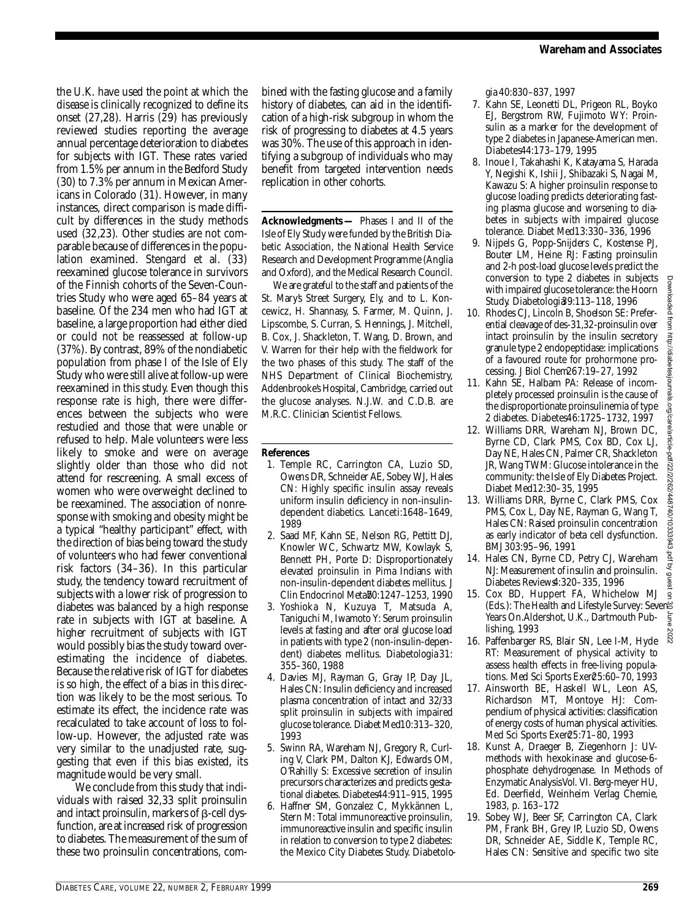the U.K. have used the point at which the disease is clinically recognized to define its onset (27,28). Harris (29) has previously reviewed studies reporting the average annual percentage deterioration to diabetes for subjects with IGT. These rates varied from 1.5% per annum in the Bedford Study (30) to 7.3% per annum in Mexican Americans in Colorado (31). However, in many instances, direct comparison is made difficult by differences in the study methods used (32,23). Other studies are not comparable because of differences in the population examined. Stengard et al. (33) reexamined glucose tolerance in survivors of the Finnish cohorts of the Seven-Countries Study who were aged 65–84 years at baseline. Of the 234 men who had IGT at baseline, a large proportion had either died or could not be reassessed at follow-up (37%). By contrast, 89% of the nondiabetic population from phase I of the Isle of Ely Study who were still alive at follow-up were reexamined in this study. Even though this response rate is high, there were differences between the subjects who were restudied and those that were unable or refused to help. Male volunteers were less likely to smoke and were on average slightly older than those who did not attend for rescreening. A small excess of women who were overweight declined to be reexamined. The association of nonresponse with smoking and obesity might be a typical "healthy participant" effect, with the direction of bias being toward the study of volunteers who had fewer conventional risk factors (34–36). In this particular study, the tendency toward recruitment of subjects with a lower risk of progression to diabetes was balanced by a high response rate in subjects with IGT at baseline. A higher recruitment of subjects with IGT would possibly bias the study toward overestimating the incidence of diabetes. Because the relative risk of IGT for diabetes is so high, the effect of a bias in this direction was likely to be the most serious. To estimate its effect, the incidence rate was recalculated to take account of loss to follow-up. However, the adjusted rate was very similar to the unadjusted rate, suggesting that even if this bias existed, its magnitude would be very small.

We conclude from this study that individuals with raised 32,33 split proinsulin and intact proinsulin, markers of β-cell dysfunction, are at increased risk of progression to diabetes. The measurement of the sum of these two proinsulin concentrations, combined with the fasting glucose and a family history of diabetes, can aid in the identification of a high-risk subgroup in whom the risk of progressing to diabetes at 4.5 years was 30%. The use of this approach in identifying a subgroup of individuals who may benefit from targeted intervention needs replication in other cohorts.

**Acknowledgments** — Phases I and II of the Isle of Ely Study were funded by the British Diabetic Association, the National Health Service Research and Development Programme (Anglia and Oxford), and the Medical Research Council.

We are grateful to the staff and patients of the St. Mary's Street Surgery, Ely, and to L. Koncewicz, H. Shannasy, S. Farmer, M. Quinn, J. Lipscombe, S. Curran, S. Hennings, J. Mitchell, B. Cox, J. Shackleton, T. Wang, D. Brown, and V. Warren for their help with the fieldwork for the two phases of this study. The staff of the NHS Department of Clinical Biochemistry, Addenbrooke's Hospital, Cambridge, carried out the glucose analyses. N.J.W. and C.D.B. are M.R.C. Clinician Scientist Fellows.

## References

1. Temple RC, Carrington CA, Luzio SD, Owens DR, Schneider AE, Sobey WJ, Hales CN: Highly specific insulin assay reveals uniform insulin deficiency in non-insulin-dependent diabetics. *Lancet* i:1648–1649, 1989
2. Saad MF, Kahn SE, Nelson RG, Pettitt DJ, Knowler WC, Schwartz MW, Kowlayk S, Bennett PH, Porte D: Disproportionately elevated proinsulin in Pima Indians with non-insulin-dependent diabetes mellitus. *J Clin Endocrinol Metab* 70:1247–1253, 1990
3. Yoshioka N, Kuzuya T, Matsuda A, Taniguchi M, Iwamoto Y: Serum proinsulin levels at fasting and after oral glucose load in patients with type 2 (non-insulin-dependent) diabetes mellitus. *Diabetologia* 31: 355–360, 1988
4. Davies MJ, Rayman G, Gray IP, Day JL, Hales CN: Insulin deficiency and increased plasma concentration of intact and 32/33 split proinsulin in subjects with impaired glucose tolerance. *Diabet Med* 10:313–320, 1993
5. Swinn RA, Wareham NJ, Gregory R, Curling V, Clark PM, Dalton KJ, Edwards OM, O'Rahilly S: Excessive secretion of insulin precursors characterizes and predicts gestational diabetes. *Diabetes* 44:911–915, 1995
6. Haffner SM, Gonzalez C, Mykkännen L, Stern M: Total immunoreactive proinsulin, immunoreactive insulin and specific insulin in relation to conversion to type 2 diabetes: the Mexico City Diabetes Study. *Diabetologia* 40:830–837, 1997
7. Kahn SE, Leonetti DL, Prigeon RL, Boyko EJ, Bergstrom RW, Fujimoto WY: Proinsulin as a marker for the development of type 2 diabetes in Japanese-American men. *Diabetes* 44:173–179, 1995
8. Inoue I, Takahashi K, Katayama S, Harada Y, Negishi K, Ishii J, Shibazaki S, Nagai M, Kawazu S: A higher proinsulin response to glucose loading predicts deteriorating fasting plasma glucose and worsening to diabetes in subjects with impaired glucose tolerance. *Diabet Med* 13:330–336, 1996
9. Nijpels G, Popp-Snijders C, Kostense PJ, Bouter LM, Heine RJ: Fasting proinsulin and 2-h post-load glucose levels predict the conversion to type 2 diabetes in subjects with impaired glucose tolerance: the Hoorn Study. *Diabetologia* 39:113–118, 1996
10. Rhodes CJ, Lincoln B, Shoelson SE: Preferential cleavage of des-31,32-proinsulin over intact proinsulin by the insulin secretory granule type 2 endopeptidase: implications of a favoured route for prohormone processing. *J Biol Chem* 267:19–27, 1992
11. Kahn SE, Halbam PA: Release of incompletely processed proinsulin is the cause of the disproportionate proinsulinemia of type 2 diabetes. *Diabetes* 46:1725–1732, 1997
12. Williams DRR, Wareham NJ, Brown DC, Byrne CD, Clark PMS, Cox BD, Cox LJ, Day NE, Hales CN, Palmer CR, Shackleton JR, Wang TWM: Glucose intolerance in the community: the Isle of Ely Diabetes Project. *Diabet Med* 12:30–35, 1995
13. Williams DRR, Byrne C, Clark PMS, Cox PMS, Cox L, Day NE, Rayman G, Wang T, Hales CN: Raised proinsulin concentration as early indicator of beta cell dysfunction. *BMJ* 303:95–96, 1991
14. Hales CN, Byrne CD, Petry CJ, Wareham NJ: Measurement of insulin and proinsulin. *Diabetes Reviews* 4:320–335, 1996
15. Cox BD, Huppert FA, Whichelow MJ (Eds.): *The Health and Lifestyle Survey: Seven Years On.* Aldershot, U.K., Dartmouth Publishing, 1993
16. Paffenbarger RS, Blair SN, Lee I-M, Hyde RT: Measurement of physical activity to assess health effects in free-living populations. *Med Sci Sports Exerc* 25:60–70, 1993
17. Ainsworth BE, Haskell WL, Leon AS, Richardson MT, Montoye HJ: Compendium of physical activities: classification of energy costs of human physical activities. *Med Sci Sports Exerc* 25:71–80, 1993
18. Kunst A, Draeger B, Ziegenhorn J: UV-methods with hexokinase and glucose-6-phosphate dehydrogenase. In *Methods of Enzymatic Analysis* Vol. VI. Berg-meyer HU, Ed. Deerfield, Weinheim Verlag Chemie, 1983, p. 163–172
19. Sobey WJ, Beer SF, Carrington CA, Clark PM, Frank BH, Grey IP, Luzio SD, Owens DR, Schneider AE, Siddle K, Temple RC, Hales CN: Sensitive and specific two site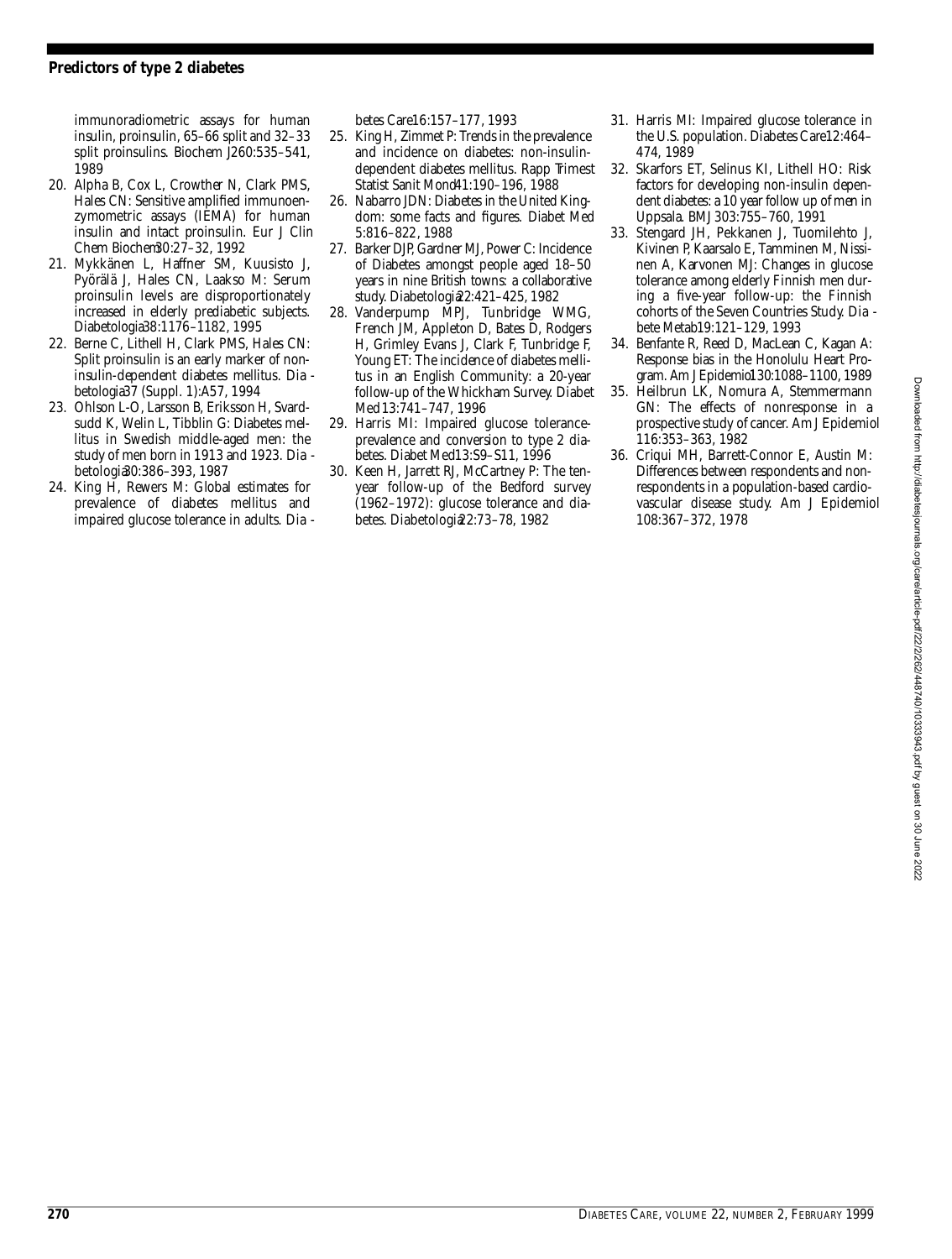immunoradiometric assays for human insulin, proinsulin, 65–66 split and 32–33 split proinsulins. Biochem J 260:535–541, 1989

20. Alpha B, Cox L, Crowther N, Clark PMS, Hales CN: Sensitive amplified immunoenzymometric assays (IEMA) for human insulin and intact proinsulin. Eur J Clin Chem Biochem 30:27–32, 1992
21. Mykkänen L, Haffner SM, Kuusisto J, Pyörälä J, Hales CN, Laakso M: Serum proinsulin levels are disproportionately increased in elderly prediabetic subjects. Diabetologia 38:1176–1182, 1995
22. Berne C, Lithell H, Clark PMS, Hales CN: Split proinsulin is an early marker of non-insulin-dependent diabetes mellitus. Diabetologia 37 (Suppl. 1):A57, 1994
23. Ohlson L-O, Larsson B, Eriksson H, Svardsudd K, Welin L, Tibblin G: Diabetes mellitus in Swedish middle-aged men: the study of men born in 1913 and 1923. Diabetologia 30:386–393, 1987
24. King H, Rewers M: Global estimates for prevalence of diabetes mellitus and impaired glucose tolerance in adults. Diabetes Care 16:157–177, 1993
25. King H, Zimmet P: Trends in the prevalence and incidence on diabetes: non-insulin-dependent diabetes mellitus. Rapp Trimest Statist Sanit Mond 41:190–196, 1988
26. Nabarro JDN: Diabetes in the United Kingdom: some facts and figures. Diabet Med 5:816–822, 1988
27. Barker DJP, Gardner MJ, Power C: Incidence of Diabetes amongst people aged 18–50 years in nine British towns: a collaborative study. Diabetologia 22:421–425, 1982
28. Vanderpump MPJ, Tunbridge WMG, French JM, Appleton D, Bates D, Rodgers H, Grimley Evans J, Clark F, Tunbridge F, Young ET: The incidence of diabetes mellitus in an English Community: a 20-year follow-up of the Whickham Survey. Diabet Med 13:741–747, 1996
29. Harris MI: Impaired glucose tolerance-prevalence and conversion to type 2 diabetes. Diabet Med 13:S9–S11, 1996
30. Keen H, Jarrett RJ, McCartney P: The ten-year follow-up of the Bedford survey (1962–1972): glucose tolerance and diabetes. Diabetologia 22:73–78, 1982
31. Harris MI: Impaired glucose tolerance in the U.S. population. Diabetes Care 12:464–474, 1989
32. Skarfors ET, Selinus KI, Lithell HO: Risk factors for developing non-insulin dependent diabetes: a 10 year follow up of men in Uppsala. BMJ 303:755–760, 1991
33. Stengard JH, Pekkanen J, Tuomilehto J, Kivinen P, Kaarsalo E, Tamminen M, Nissinen A, Karvonen MJ: Changes in glucose tolerance among elderly Finnish men during a five-year follow-up: the Finnish cohorts of the Seven Countries Study. Diabete Metab 19:121–129, 1993
34. Benfante R, Reed D, MacLean C, Kagan A: Response bias in the Honolulu Heart Program. Am J Epidemiol 130:1088–1100, 1989
35. Heilbrun LK, Nomura A, Stemmermann GN: The effects of nonresponse in a prospective study of cancer. Am J Epidemiol 116:353–363, 1982
36. Criqui MH, Barrett-Connor E, Austin M: Differences between respondents and non-respondents in a population-based cardiovascular disease study. Am J Epidemiol 108:367–372, 1978